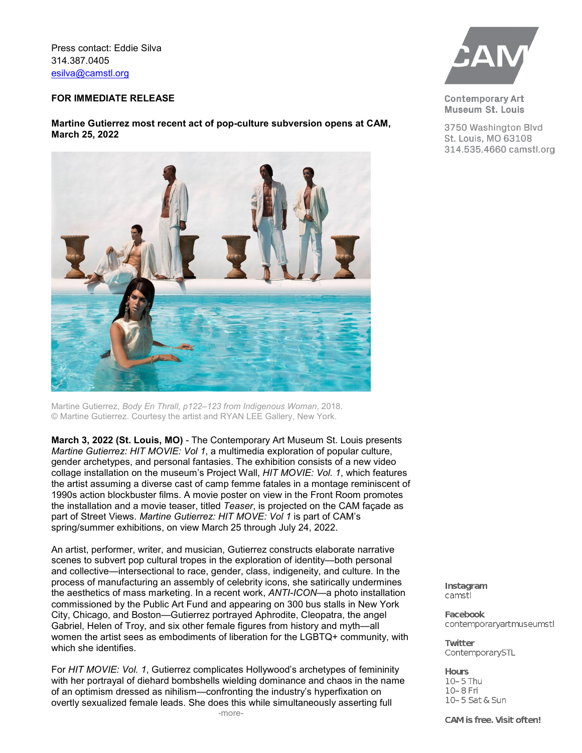Press contact: Eddie Silva
314.387.0405
esilva@camstl.org

**FOR IMMEDIATE RELEASE**

**Martine Gutierrez most recent act of pop-culture subversion opens at CAM, March 25, 2022**

Martine Gutierrez, *Body En Thrall, p122–123 from Indigenous Woman*, 2018.
© Martine Gutierrez. Courtesy the artist and RYAN LEE Gallery, New York.

**March 3, 2022 (St. Louis, MO)** - The Contemporary Art Museum St. Louis presents *Martine Gutierrez: HIT MOVIE: Vol 1*, a multimedia exploration of popular culture, gender archetypes, and personal fantasies. The exhibition consists of a new video collage installation on the museum's Project Wall, *HIT MOVIE: Vol. 1*, which features the artist assuming a diverse cast of camp femme fatales in a montage reminiscent of 1990s action blockbuster films. A movie poster on view in the Front Room promotes the installation and a movie teaser, titled *Teaser*, is projected on the CAM façade as part of Street Views. *Martine Gutierrez: HIT MOVE: Vol 1* is part of CAM's spring/summer exhibitions, on view March 25 through July 24, 2022.

An artist, performer, writer, and musician, Gutierrez constructs elaborate narrative scenes to subvert pop cultural tropes in the exploration of identity—both personal and collective—intersectional to race, gender, class, indigeneity, and culture. In the process of manufacturing an assembly of celebrity icons, she satirically undermines the aesthetics of mass marketing. In a recent work, *ANTI-ICON*—a photo installation commissioned by the Public Art Fund and appearing on 300 bus stalls in New York City, Chicago, and Boston—Gutierrez portrayed Aphrodite, Cleopatra, the angel Gabriel, Helen of Troy, and six other female figures from history and myth—all women the artist sees as embodiments of liberation for the LGBTQ+ community, with which she identifies.

For *HIT MOVIE: Vol. 1*, Gutierrez complicates Hollywood's archetypes of femininity with her portrayal of diehard bombshells wielding dominance and chaos in the name of an optimism dressed as nihilism—confronting the industry's hyperfixation on overtly sexualized female leads. She does this while simultaneously asserting full

-more-

Contemporary Art Museum St. Louis
3750 Washington Blvd
St. Louis, MO 63108
314.535.4660 camstl.org

**Instagram**
camstl

**Facebook**
contemporaryartmuseumstl

**Twitter**
ContemporarySTL

**Hours**
10–5 Thu
10–8 Fri
10–5 Sat & Sun

**CAM is free. Visit often!**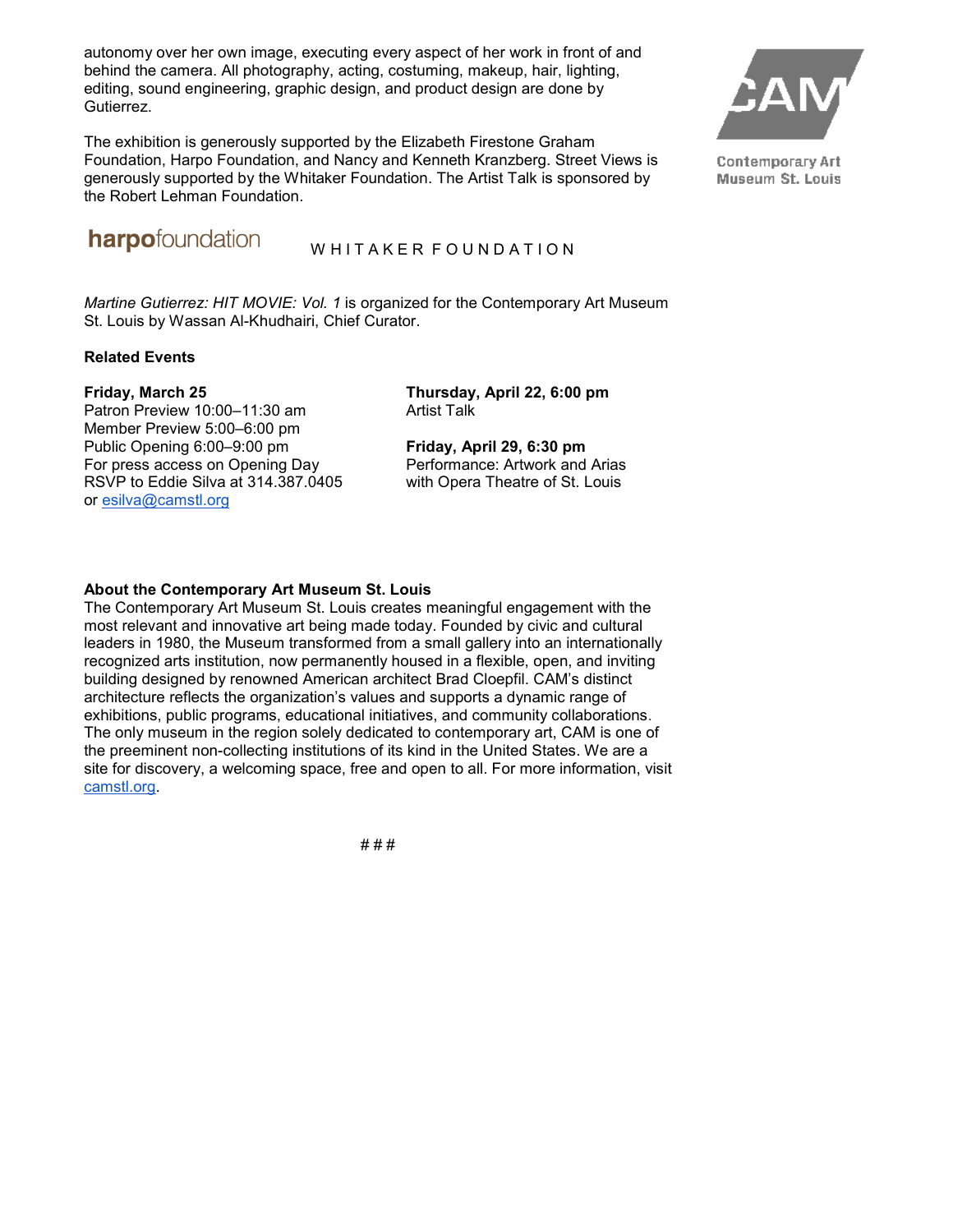autonomy over her own image, executing every aspect of her work in front of and behind the camera. All photography, acting, costuming, makeup, hair, lighting, editing, sound engineering, graphic design, and product design are done by Gutierrez.

The exhibition is generously supported by the Elizabeth Firestone Graham Foundation, Harpo Foundation, and Nancy and Kenneth Kranzberg. Street Views is generously supported by the Whitaker Foundation. The Artist Talk is sponsored by the Robert Lehman Foundation.

harpofoundation WHITAKER FOUNDATION

*Martine Gutierrez: HIT MOVIE: Vol. 1* is organized for the Contemporary Art Museum St. Louis by Wassan Al-Khudhairi, Chief Curator.

**Related Events**

**Friday, March 25**
Patron Preview 10:00–11:30 am
Member Preview 5:00–6:00 pm
Public Opening 6:00–9:00 pm
For press access on Opening Day RSVP to Eddie Silva at 314.387.0405 or esilva@camstl.org

**Thursday, April 22, 6:00 pm**
Artist Talk

**Friday, April 29, 6:30 pm**
Performance: Artwork and Arias with Opera Theatre of St. Louis

**About the Contemporary Art Museum St. Louis**
The Contemporary Art Museum St. Louis creates meaningful engagement with the most relevant and innovative art being made today. Founded by civic and cultural leaders in 1980, the Museum transformed from a small gallery into an internationally recognized arts institution, now permanently housed in a flexible, open, and inviting building designed by renowned American architect Brad Cloepfil. CAM's distinct architecture reflects the organization's values and supports a dynamic range of exhibitions, public programs, educational initiatives, and community collaborations. The only museum in the region solely dedicated to contemporary art, CAM is one of the preeminent non-collecting institutions of its kind in the United States. We are a site for discovery, a welcoming space, free and open to all. For more information, visit camstl.org.

###